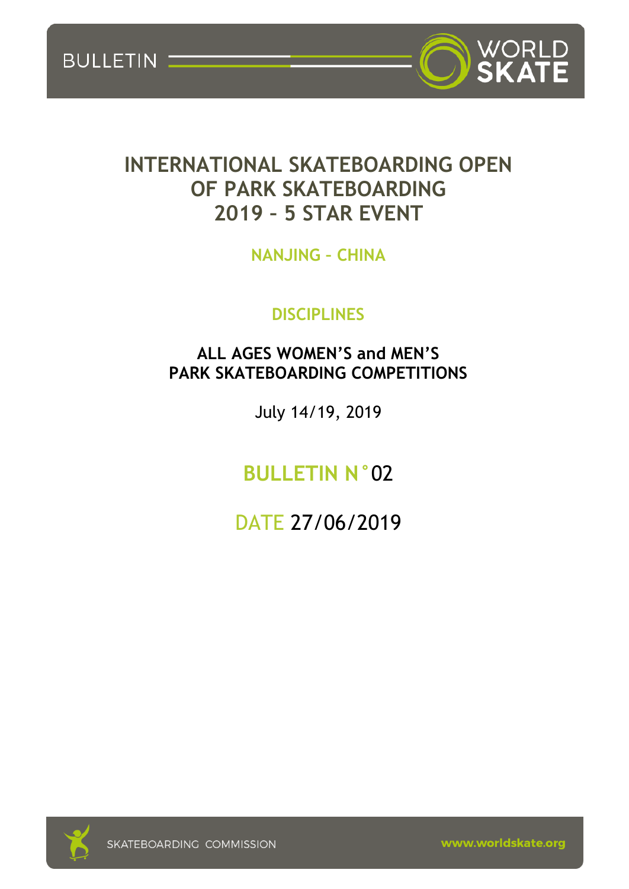# INTERNATIONAL SKATEBOARDING OPEN OF PARK SKATEBOARDING 2019 – 5 STAR EVENT

## NANJING - CHINA

### DISCIPLINES

**ALL AGES WOMEN'S and MEN'S PARK SKATEBOARDING COMPETITIONS**

July 14/19, 2019

## BULLETIN N°02

## DATE 27/06/2019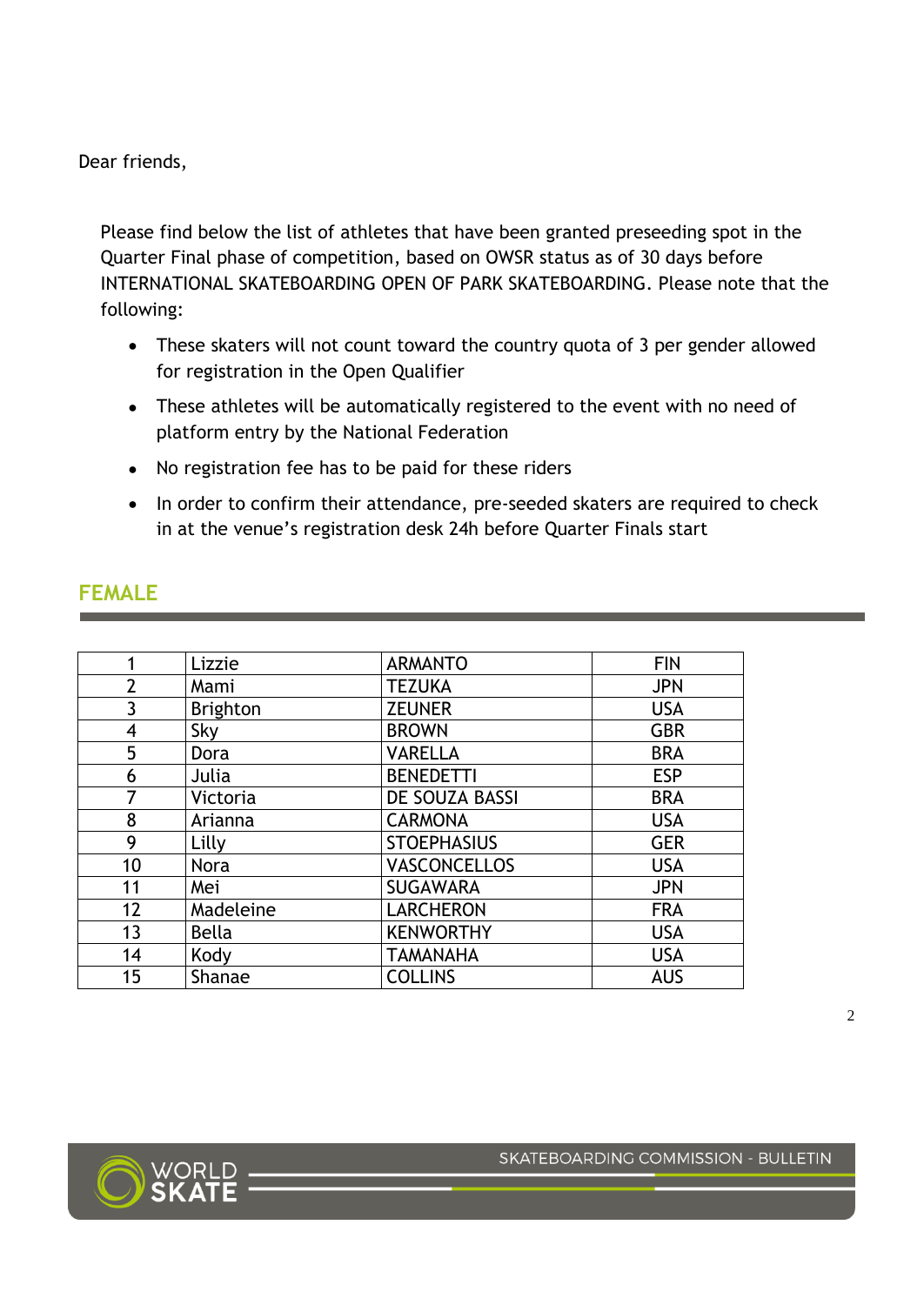Dear friends,

Please find below the list of athletes that have been granted preseeding spot in the Quarter Final phase of competition, based on OWSR status as of 30 days before INTERNATIONAL SKATEBOARDING OPEN OF PARK SKATEBOARDING. Please note that the following:

- These skaters will not count toward the country quota of 3 per gender allowed for registration in the Open Qualifier
- These athletes will be automatically registered to the event with no need of platform entry by the National Federation
- No registration fee has to be paid for these riders
- In order to confirm their attendance, pre-seeded skaters are required to check in at the venue's registration desk 24h before Quarter Finals start

## FEMALE

| | | | |
|---|---|---|---|
| 1 | Lizzie | ARMANTO | FIN |
| 2 | Mami | TEZUKA | JPN |
| 3 | Brighton | ZEUNER | USA |
| 4 | Sky | BROWN | GBR |
| 5 | Dora | VARELLA | BRA |
| 6 | Julia | BENEDETTI | ESP |
| 7 | Victoria | DE SOUZA BASSI | BRA |
| 8 | Arianna | CARMONA | USA |
| 9 | Lilly | STOEPHASIUS | GER |
| 10 | Nora | VASCONCELLOS | USA |
| 11 | Mei | SUGAWARA | JPN |
| 12 | Madeleine | LARCHERON | FRA |
| 13 | Bella | KENWORTHY | USA |
| 14 | Kody | TAMANAHA | USA |
| 15 | Shanae | COLLINS | AUS |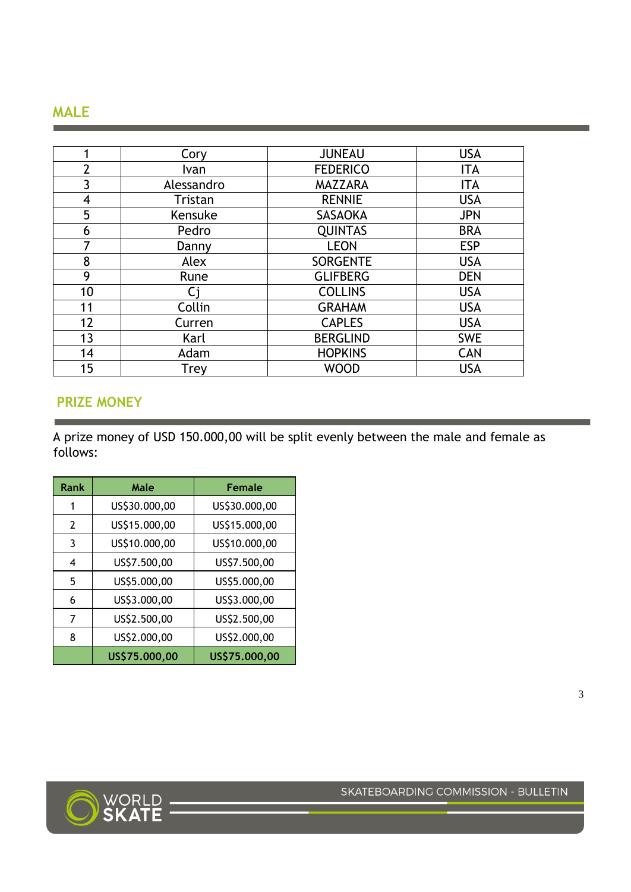## MALE

| | | | |
|---|---|---|---|
| 1 | Cory | JUNEAU | USA |
| 2 | Ivan | FEDERICO | ITA |
| 3 | Alessandro | MAZZARA | ITA |
| 4 | Tristan | RENNIE | USA |
| 5 | Kensuke | SASAOKA | JPN |
| 6 | Pedro | QUINTAS | BRA |
| 7 | Danny | LEON | ESP |
| 8 | Alex | SORGENTE | USA |
| 9 | Rune | GLIFBERG | DEN |
| 10 | Cj | COLLINS | USA |
| 11 | Collin | GRAHAM | USA |
| 12 | Curren | CAPLES | USA |
| 13 | Karl | BERGLIND | SWE |
| 14 | Adam | HOPKINS | CAN |
| 15 | Trey | WOOD | USA |

## PRIZE MONEY

A prize money of USD 150.000,00 will be split evenly between the male and female as follows:

| Rank | Male | Female |
|---|---|---|
| 1 | US$30.000,00 | US$30.000,00 |
| 2 | US$15.000,00 | US$15.000,00 |
| 3 | US$10.000,00 | US$10.000,00 |
| 4 | US$7.500,00 | US$7.500,00 |
| 5 | US$5.000,00 | US$5.000,00 |
| 6 | US$3.000,00 | US$3.000,00 |
| 7 | US$2.500,00 | US$2.500,00 |
| 8 | US$2.000,00 | US$2.000,00 |
| | **US$75.000,00** | **US$75.000,00** |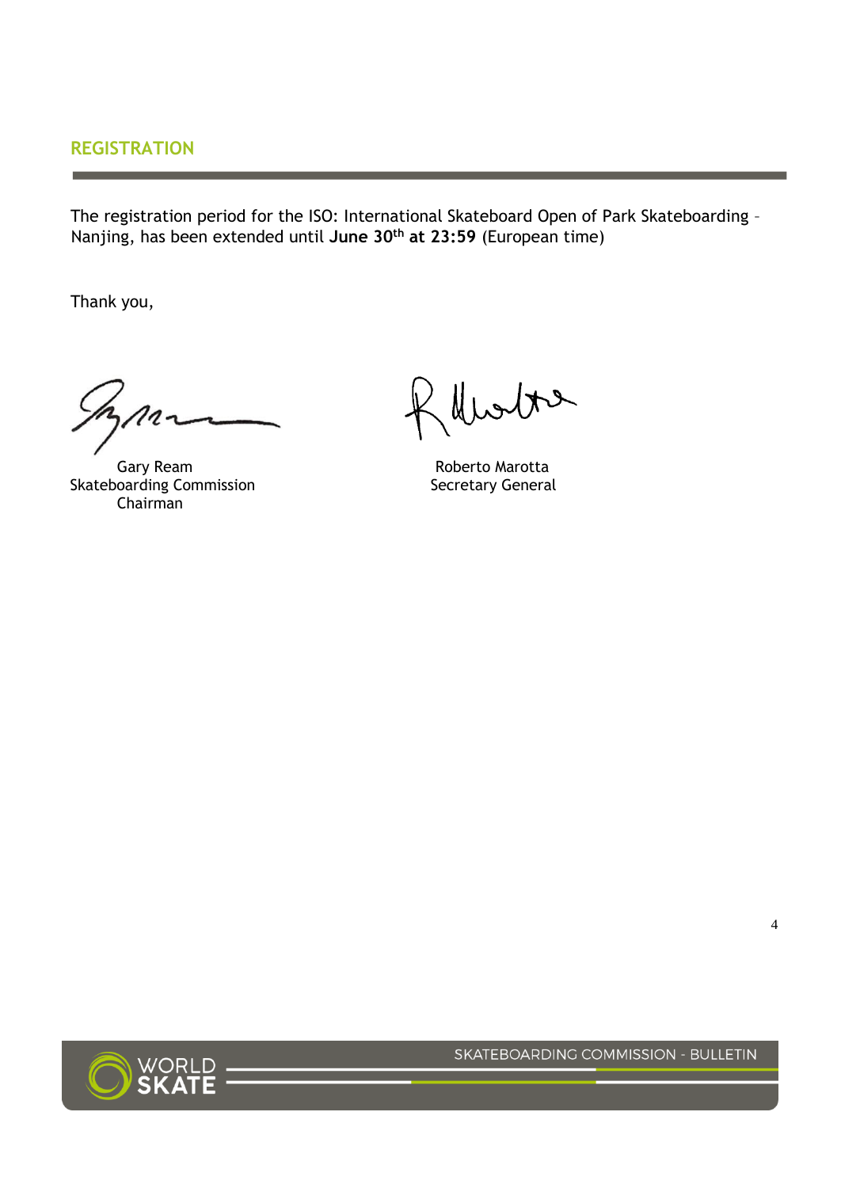## REGISTRATION

The registration period for the ISO: International Skateboard Open of Park Skateboarding – Nanjing, has been extended until **June 30th at 23:59** (European time)

Thank you,

Gary Ream
Skateboarding Commission
Chairman

Roberto Marotta
Secretary General